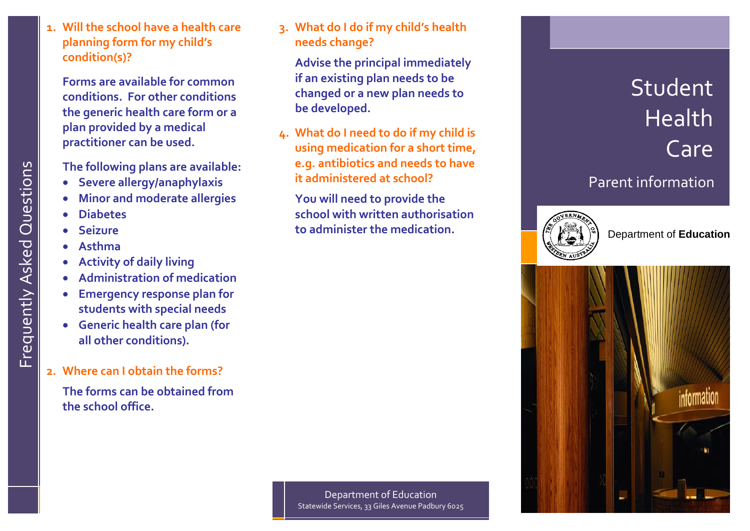# Frequently Asked Questions

1. **Will the school have a health care planning form for my child's condition(s)?**

   Forms are available for common conditions. For other conditions the generic health care form or a plan provided by a medical practitioner can be used.

   The following plans are available:

   - Severe allergy/anaphylaxis
   - Minor and moderate allergies
   - Diabetes
   - Seizure
   - Asthma
   - Activity of daily living
   - Administration of medication
   - Emergency response plan for students with special needs
   - Generic health care plan (for all other conditions).

2. **Where can I obtain the forms?**

   The forms can be obtained from the school office.

3. **What do I do if my child's health needs change?**

   Advise the principal immediately if an existing plan needs to be changed or a new plan needs to be developed.

4. **What do I need to do if my child is using medication for a short time, e.g. antibiotics and needs to have it administered at school?**

   You will need to provide the school with written authorisation to administer the medication.

Department of Education
Statewide Services, 33 Giles Avenue Padbury 6025

# Student Health Care

## Parent information

Department of **Education**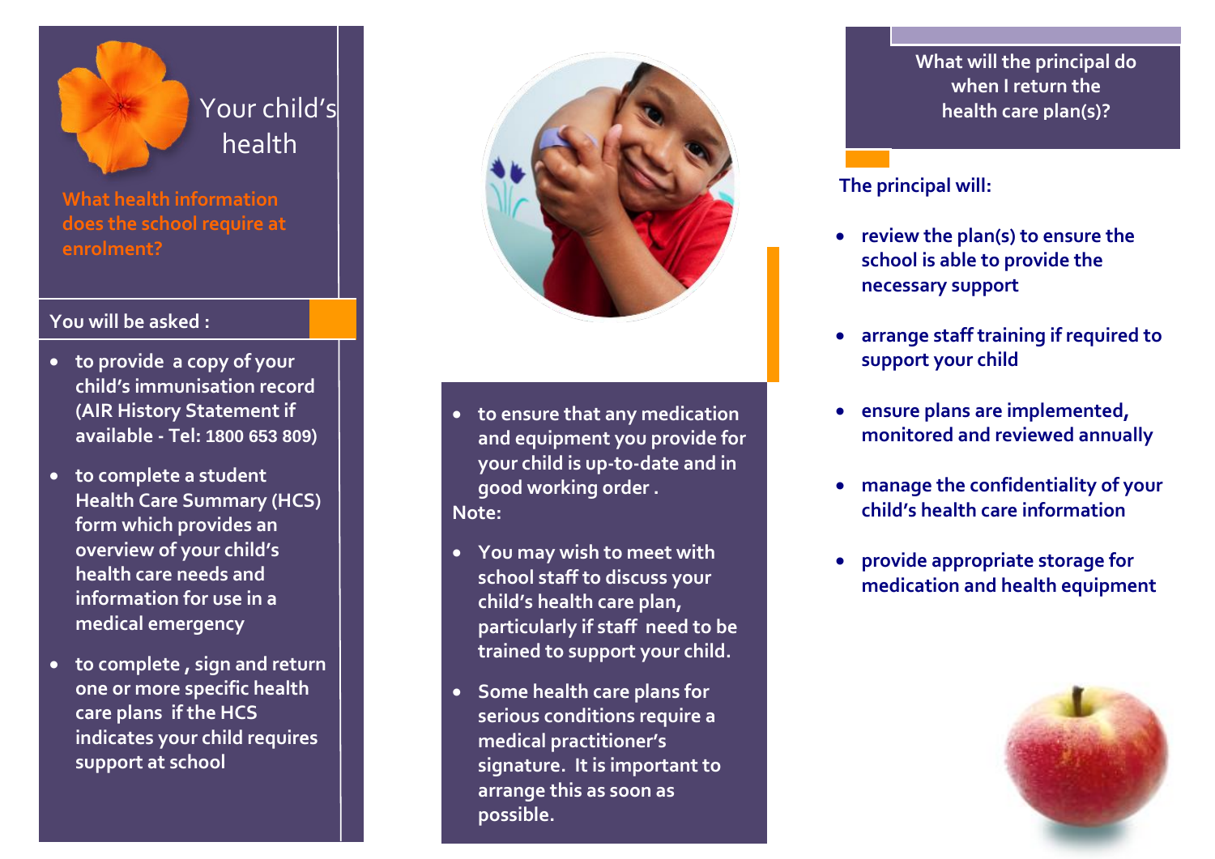# Your child's health

## What health information does the school require at enrolment?

**You will be asked :**

- to provide a copy of your child's immunisation record (AIR History Statement if available - Tel: 1800 653 809)
- to complete a student Health Care Summary (HCS) form which provides an overview of your child's health care needs and information for use in a medical emergency
- to complete , sign and return one or more specific health care plans if the HCS indicates your child requires support at school
- to ensure that any medication and equipment you provide for your child is up-to-date and in good working order .

Note:

- You may wish to meet with school staff to discuss your child's health care plan, particularly if staff need to be trained to support your child.
- Some health care plans for serious conditions require a medical practitioner's signature. It is important to arrange this as soon as possible.

## What will the principal do when I return the health care plan(s)?

**The principal will:**

- review the plan(s) to ensure the school is able to provide the necessary support
- arrange staff training if required to support your child
- ensure plans are implemented, monitored and reviewed annually
- manage the confidentiality of your child's health care information
- provide appropriate storage for medication and health equipment